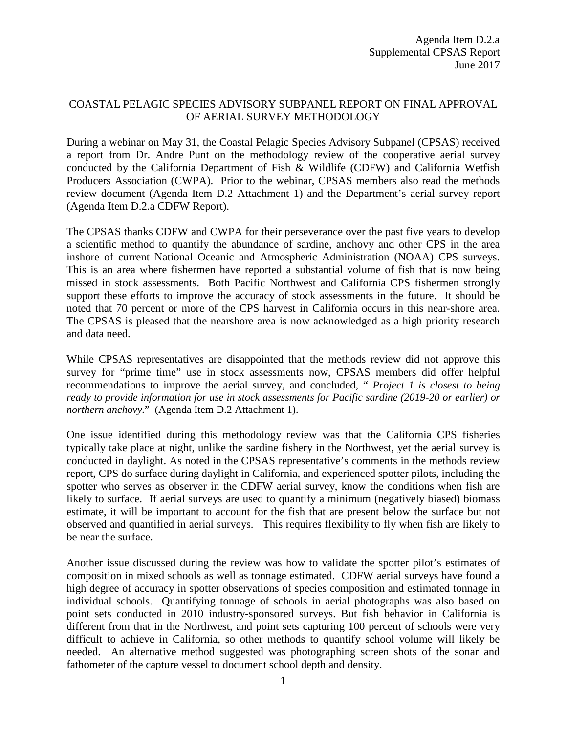Agenda Item D.2.a
Supplemental CPSAS Report
June 2017

# COASTAL PELAGIC SPECIES ADVISORY SUBPANEL REPORT ON FINAL APPROVAL OF AERIAL SURVEY METHODOLOGY

During a webinar on May 31, the Coastal Pelagic Species Advisory Subpanel (CPSAS) received a report from Dr. Andre Punt on the methodology review of the cooperative aerial survey conducted by the California Department of Fish & Wildlife (CDFW) and California Wetfish Producers Association (CWPA). Prior to the webinar, CPSAS members also read the methods review document (Agenda Item D.2 Attachment 1) and the Department's aerial survey report (Agenda Item D.2.a CDFW Report).

The CPSAS thanks CDFW and CWPA for their perseverance over the past five years to develop a scientific method to quantify the abundance of sardine, anchovy and other CPS in the area inshore of current National Oceanic and Atmospheric Administration (NOAA) CPS surveys. This is an area where fishermen have reported a substantial volume of fish that is now being missed in stock assessments. Both Pacific Northwest and California CPS fishermen strongly support these efforts to improve the accuracy of stock assessments in the future. It should be noted that 70 percent or more of the CPS harvest in California occurs in this near-shore area. The CPSAS is pleased that the nearshore area is now acknowledged as a high priority research and data need.

While CPSAS representatives are disappointed that the methods review did not approve this survey for "prime time" use in stock assessments now, CPSAS members did offer helpful recommendations to improve the aerial survey, and concluded, " *Project 1 is closest to being ready to provide information for use in stock assessments for Pacific sardine (2019-20 or earlier) or northern anchovy.*" (Agenda Item D.2 Attachment 1).

One issue identified during this methodology review was that the California CPS fisheries typically take place at night, unlike the sardine fishery in the Northwest, yet the aerial survey is conducted in daylight. As noted in the CPSAS representative's comments in the methods review report, CPS do surface during daylight in California, and experienced spotter pilots, including the spotter who serves as observer in the CDFW aerial survey, know the conditions when fish are likely to surface. If aerial surveys are used to quantify a minimum (negatively biased) biomass estimate, it will be important to account for the fish that are present below the surface but not observed and quantified in aerial surveys. This requires flexibility to fly when fish are likely to be near the surface.

Another issue discussed during the review was how to validate the spotter pilot's estimates of composition in mixed schools as well as tonnage estimated. CDFW aerial surveys have found a high degree of accuracy in spotter observations of species composition and estimated tonnage in individual schools. Quantifying tonnage of schools in aerial photographs was also based on point sets conducted in 2010 industry-sponsored surveys. But fish behavior in California is different from that in the Northwest, and point sets capturing 100 percent of schools were very difficult to achieve in California, so other methods to quantify school volume will likely be needed. An alternative method suggested was photographing screen shots of the sonar and fathometer of the capture vessel to document school depth and density.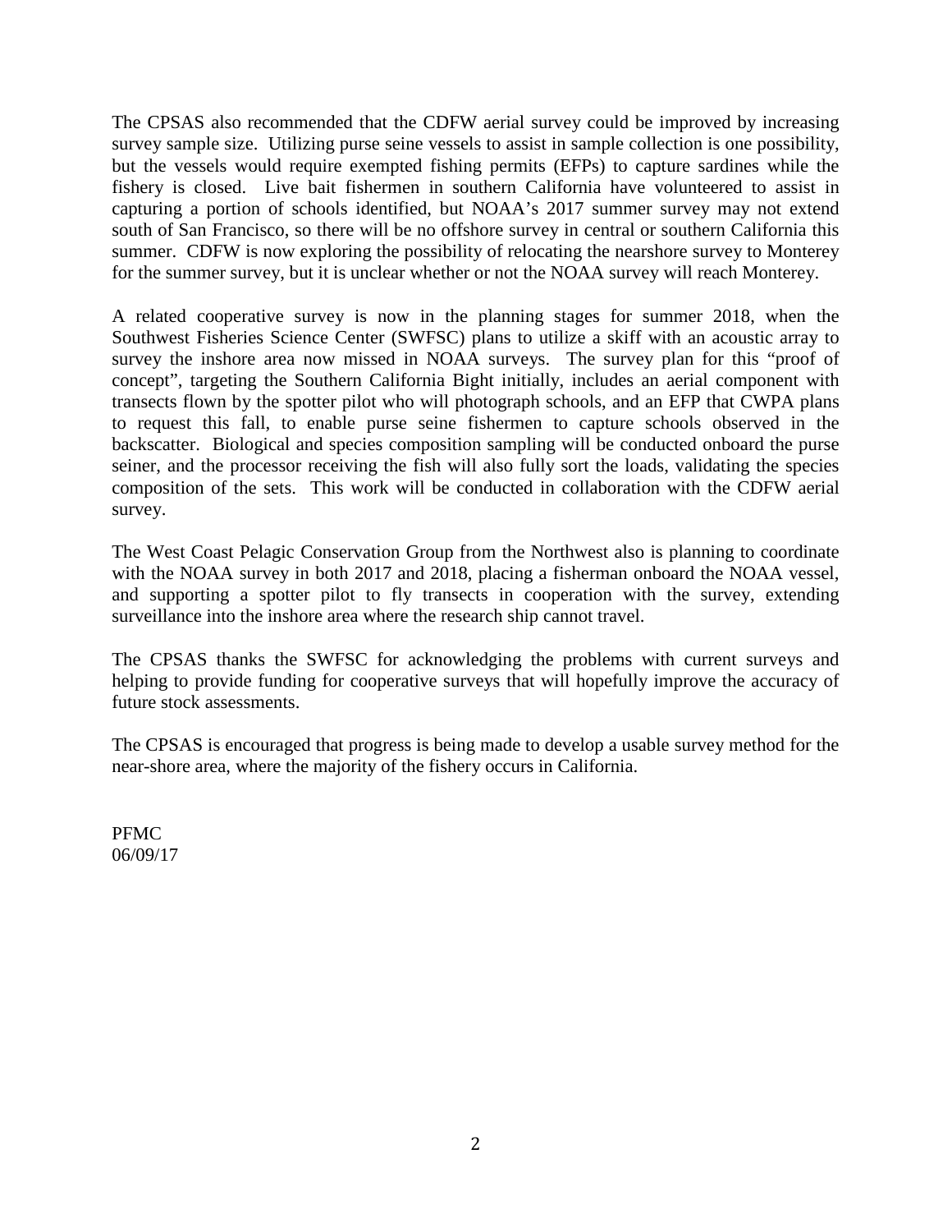The CPSAS also recommended that the CDFW aerial survey could be improved by increasing survey sample size. Utilizing purse seine vessels to assist in sample collection is one possibility, but the vessels would require exempted fishing permits (EFPs) to capture sardines while the fishery is closed. Live bait fishermen in southern California have volunteered to assist in capturing a portion of schools identified, but NOAA's 2017 summer survey may not extend south of San Francisco, so there will be no offshore survey in central or southern California this summer. CDFW is now exploring the possibility of relocating the nearshore survey to Monterey for the summer survey, but it is unclear whether or not the NOAA survey will reach Monterey.

A related cooperative survey is now in the planning stages for summer 2018, when the Southwest Fisheries Science Center (SWFSC) plans to utilize a skiff with an acoustic array to survey the inshore area now missed in NOAA surveys. The survey plan for this "proof of concept", targeting the Southern California Bight initially, includes an aerial component with transects flown by the spotter pilot who will photograph schools, and an EFP that CWPA plans to request this fall, to enable purse seine fishermen to capture schools observed in the backscatter. Biological and species composition sampling will be conducted onboard the purse seiner, and the processor receiving the fish will also fully sort the loads, validating the species composition of the sets. This work will be conducted in collaboration with the CDFW aerial survey.

The West Coast Pelagic Conservation Group from the Northwest also is planning to coordinate with the NOAA survey in both 2017 and 2018, placing a fisherman onboard the NOAA vessel, and supporting a spotter pilot to fly transects in cooperation with the survey, extending surveillance into the inshore area where the research ship cannot travel.

The CPSAS thanks the SWFSC for acknowledging the problems with current surveys and helping to provide funding for cooperative surveys that will hopefully improve the accuracy of future stock assessments.

The CPSAS is encouraged that progress is being made to develop a usable survey method for the near-shore area, where the majority of the fishery occurs in California.

PFMC
06/09/17